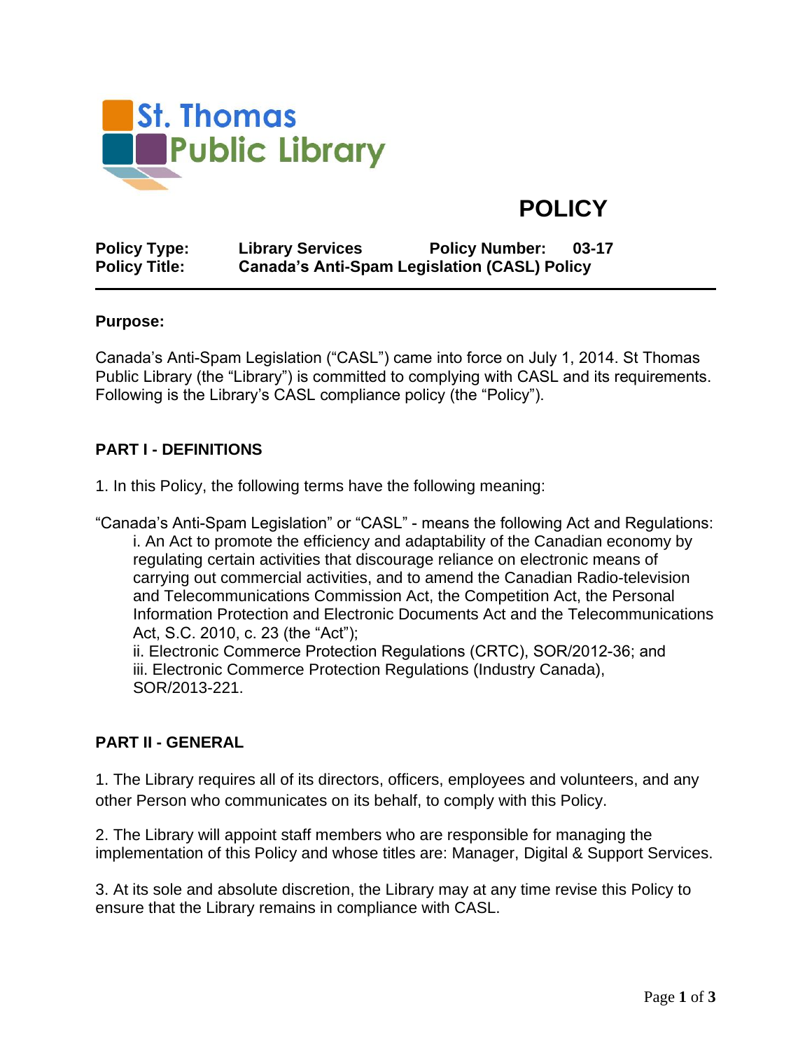St. Thomas Public Library

# POLICY

**Policy Type:** **Library Services** **Policy Number:** **03-17**
**Policy Title:** **Canada's Anti-Spam Legislation (CASL) Policy**

---

**Purpose:**

Canada's Anti-Spam Legislation ("CASL") came into force on July 1, 2014. St Thomas Public Library (the "Library") is committed to complying with CASL and its requirements. Following is the Library's CASL compliance policy (the "Policy").

## PART I - DEFINITIONS

1. In this Policy, the following terms have the following meaning:

"Canada's Anti-Spam Legislation" or "CASL" - means the following Act and Regulations:

i. An Act to promote the efficiency and adaptability of the Canadian economy by regulating certain activities that discourage reliance on electronic means of carrying out commercial activities, and to amend the Canadian Radio-television and Telecommunications Commission Act, the Competition Act, the Personal Information Protection and Electronic Documents Act and the Telecommunications Act, S.C. 2010, c. 23 (the "Act");
ii. Electronic Commerce Protection Regulations (CRTC), SOR/2012-36; and
iii. Electronic Commerce Protection Regulations (Industry Canada), SOR/2013-221.

## PART II - GENERAL

1. The Library requires all of its directors, officers, employees and volunteers, and any other Person who communicates on its behalf, to comply with this Policy.

2. The Library will appoint staff members who are responsible for managing the implementation of this Policy and whose titles are: Manager, Digital & Support Services.

3. At its sole and absolute discretion, the Library may at any time revise this Policy to ensure that the Library remains in compliance with CASL.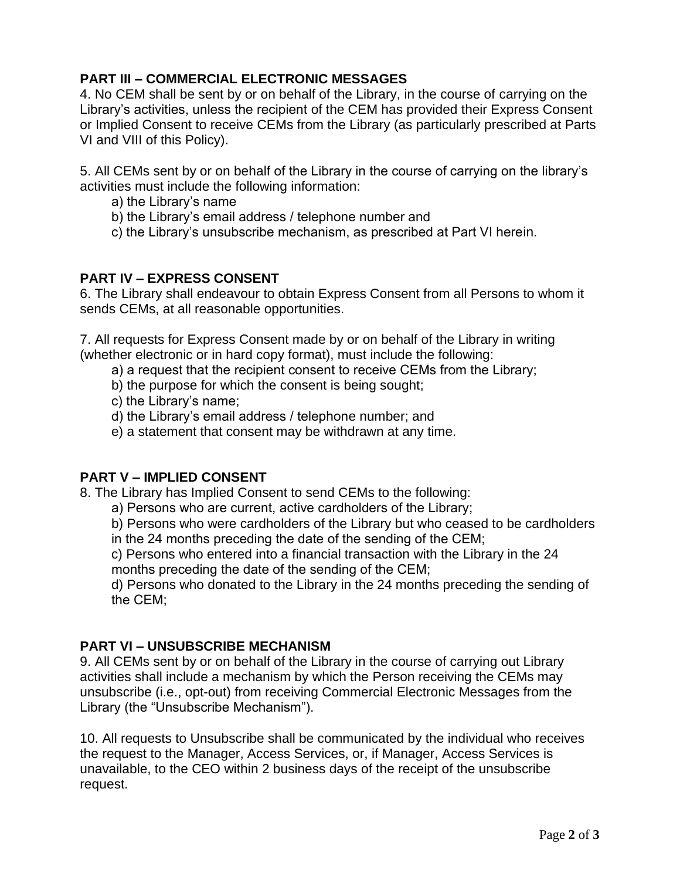## PART III – COMMERCIAL ELECTRONIC MESSAGES

4. No CEM shall be sent by or on behalf of the Library, in the course of carrying on the Library's activities, unless the recipient of the CEM has provided their Express Consent or Implied Consent to receive CEMs from the Library (as particularly prescribed at Parts VI and VIII of this Policy).

5. All CEMs sent by or on behalf of the Library in the course of carrying on the library's activities must include the following information:

- a) the Library's name
- b) the Library's email address / telephone number and
- c) the Library's unsubscribe mechanism, as prescribed at Part VI herein.

## PART IV – EXPRESS CONSENT

6. The Library shall endeavour to obtain Express Consent from all Persons to whom it sends CEMs, at all reasonable opportunities.

7. All requests for Express Consent made by or on behalf of the Library in writing (whether electronic or in hard copy format), must include the following:

- a) a request that the recipient consent to receive CEMs from the Library;
- b) the purpose for which the consent is being sought;
- c) the Library's name;
- d) the Library's email address / telephone number; and
- e) a statement that consent may be withdrawn at any time.

## PART V – IMPLIED CONSENT

8. The Library has Implied Consent to send CEMs to the following:

- a) Persons who are current, active cardholders of the Library;
- b) Persons who were cardholders of the Library but who ceased to be cardholders in the 24 months preceding the date of the sending of the CEM;
- c) Persons who entered into a financial transaction with the Library in the 24 months preceding the date of the sending of the CEM;
- d) Persons who donated to the Library in the 24 months preceding the sending of the CEM;

## PART VI – UNSUBSCRIBE MECHANISM

9. All CEMs sent by or on behalf of the Library in the course of carrying out Library activities shall include a mechanism by which the Person receiving the CEMs may unsubscribe (i.e., opt-out) from receiving Commercial Electronic Messages from the Library (the "Unsubscribe Mechanism").

10. All requests to Unsubscribe shall be communicated by the individual who receives the request to the Manager, Access Services, or, if Manager, Access Services is unavailable, to the CEO within 2 business days of the receipt of the unsubscribe request.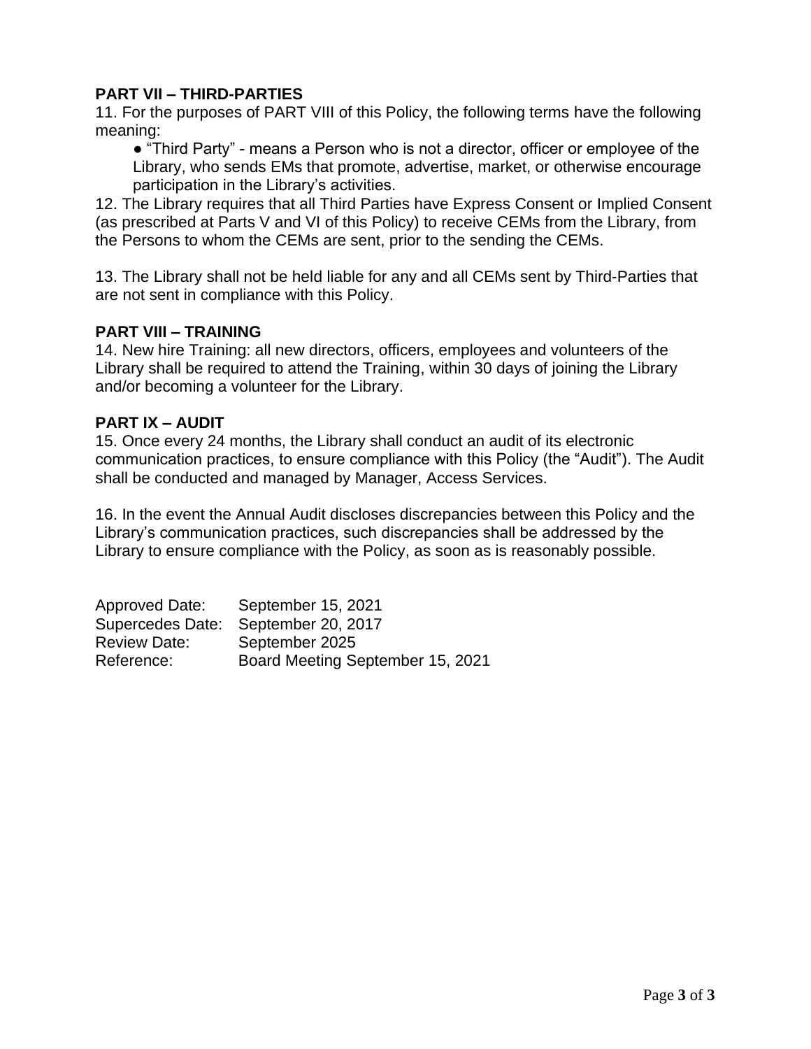**PART VII – THIRD-PARTIES**

11. For the purposes of PART VIII of this Policy, the following terms have the following meaning:

- "Third Party" - means a Person who is not a director, officer or employee of the Library, who sends EMs that promote, advertise, market, or otherwise encourage participation in the Library's activities.

12. The Library requires that all Third Parties have Express Consent or Implied Consent (as prescribed at Parts V and VI of this Policy) to receive CEMs from the Library, from the Persons to whom the CEMs are sent, prior to the sending the CEMs.

13. The Library shall not be held liable for any and all CEMs sent by Third-Parties that are not sent in compliance with this Policy.

**PART VIII – TRAINING**

14. New hire Training: all new directors, officers, employees and volunteers of the Library shall be required to attend the Training, within 30 days of joining the Library and/or becoming a volunteer for the Library.

**PART IX – AUDIT**

15. Once every 24 months, the Library shall conduct an audit of its electronic communication practices, to ensure compliance with this Policy (the "Audit"). The Audit shall be conducted and managed by Manager, Access Services.

16. In the event the Annual Audit discloses discrepancies between this Policy and the Library's communication practices, such discrepancies shall be addressed by the Library to ensure compliance with the Policy, as soon as is reasonably possible.

| | |
|---|---|
| Approved Date: | September 15, 2021 |
| Supercedes Date: | September 20, 2017 |
| Review Date: | September 2025 |
| Reference: | Board Meeting September 15, 2021 |